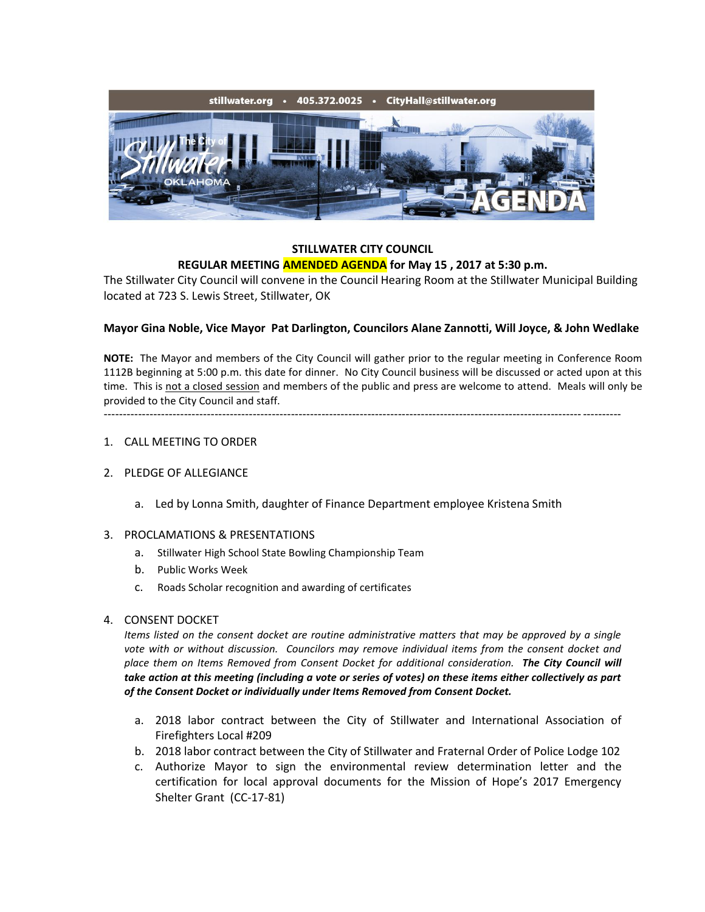stillwater.org • 405.372.0025 • CityHall@stillwater.org

**STILLWATER CITY COUNCIL**

**REGULAR MEETING AMENDED AGENDA for May 15 , 2017 at 5:30 p.m.**

The Stillwater City Council will convene in the Council Hearing Room at the Stillwater Municipal Building located at 723 S. Lewis Street, Stillwater, OK

**Mayor Gina Noble, Vice Mayor Pat Darlington, Councilors Alane Zannotti, Will Joyce, & John Wedlake**

**NOTE:** The Mayor and members of the City Council will gather prior to the regular meeting in Conference Room 1112B beginning at 5:00 p.m. this date for dinner. No City Council business will be discussed or acted upon at this time. This is not a closed session and members of the public and press are welcome to attend. Meals will only be provided to the City Council and staff.

---

1. CALL MEETING TO ORDER

2. PLEDGE OF ALLEGIANCE

   a. Led by Lonna Smith, daughter of Finance Department employee Kristena Smith

3. PROCLAMATIONS & PRESENTATIONS

   a. Stillwater High School State Bowling Championship Team
   b. Public Works Week
   c. Roads Scholar recognition and awarding of certificates

4. CONSENT DOCKET

   *Items listed on the consent docket are routine administrative matters that may be approved by a single vote with or without discussion. Councilors may remove individual items from the consent docket and place them on Items Removed from Consent Docket for additional consideration.* ***The City Council will take action at this meeting (including a vote or series of votes) on these items either collectively as part of the Consent Docket or individually under Items Removed from Consent Docket.***

   a. 2018 labor contract between the City of Stillwater and International Association of Firefighters Local #209
   b. 2018 labor contract between the City of Stillwater and Fraternal Order of Police Lodge 102
   c. Authorize Mayor to sign the environmental review determination letter and the certification for local approval documents for the Mission of Hope's 2017 Emergency Shelter Grant (CC-17-81)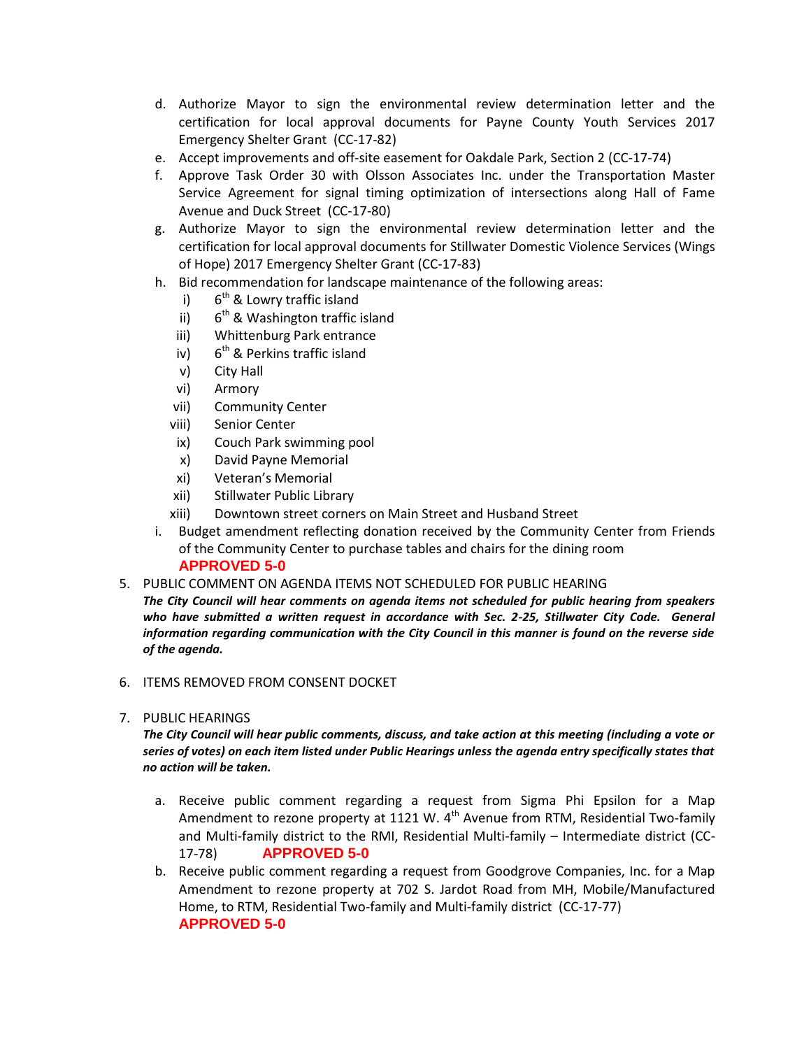d. Authorize Mayor to sign the environmental review determination letter and the certification for local approval documents for Payne County Youth Services 2017 Emergency Shelter Grant (CC-17-82)

e. Accept improvements and off-site easement for Oakdale Park, Section 2 (CC-17-74)

f. Approve Task Order 30 with Olsson Associates Inc. under the Transportation Master Service Agreement for signal timing optimization of intersections along Hall of Fame Avenue and Duck Street (CC-17-80)

g. Authorize Mayor to sign the environmental review determination letter and the certification for local approval documents for Stillwater Domestic Violence Services (Wings of Hope) 2017 Emergency Shelter Grant (CC-17-83)

h. Bid recommendation for landscape maintenance of the following areas:

   i) 6th & Lowry traffic island
   ii) 6th & Washington traffic island
   iii) Whittenburg Park entrance
   iv) 6th & Perkins traffic island
   v) City Hall
   vi) Armory
   vii) Community Center
   viii) Senior Center
   ix) Couch Park swimming pool
   x) David Payne Memorial
   xi) Veteran's Memorial
   xii) Stillwater Public Library
   xiii) Downtown street corners on Main Street and Husband Street

i. Budget amendment reflecting donation received by the Community Center from Friends of the Community Center to purchase tables and chairs for the dining room

**APPROVED 5-0**

5. PUBLIC COMMENT ON AGENDA ITEMS NOT SCHEDULED FOR PUBLIC HEARING

***The City Council will hear comments on agenda items not scheduled for public hearing from speakers who have submitted a written request in accordance with Sec. 2-25, Stillwater City Code. General information regarding communication with the City Council in this manner is found on the reverse side of the agenda.***

6. ITEMS REMOVED FROM CONSENT DOCKET

7. PUBLIC HEARINGS

***The City Council will hear public comments, discuss, and take action at this meeting (including a vote or series of votes) on each item listed under Public Hearings unless the agenda entry specifically states that no action will be taken.***

a. Receive public comment regarding a request from Sigma Phi Epsilon for a Map Amendment to rezone property at 1121 W. 4th Avenue from RTM, Residential Two-family and Multi-family district to the RMI, Residential Multi-family – Intermediate district (CC-17-78) **APPROVED 5-0**

b. Receive public comment regarding a request from Goodgrove Companies, Inc. for a Map Amendment to rezone property at 702 S. Jardot Road from MH, Mobile/Manufactured Home, to RTM, Residential Two-family and Multi-family district (CC-17-77)

**APPROVED 5-0**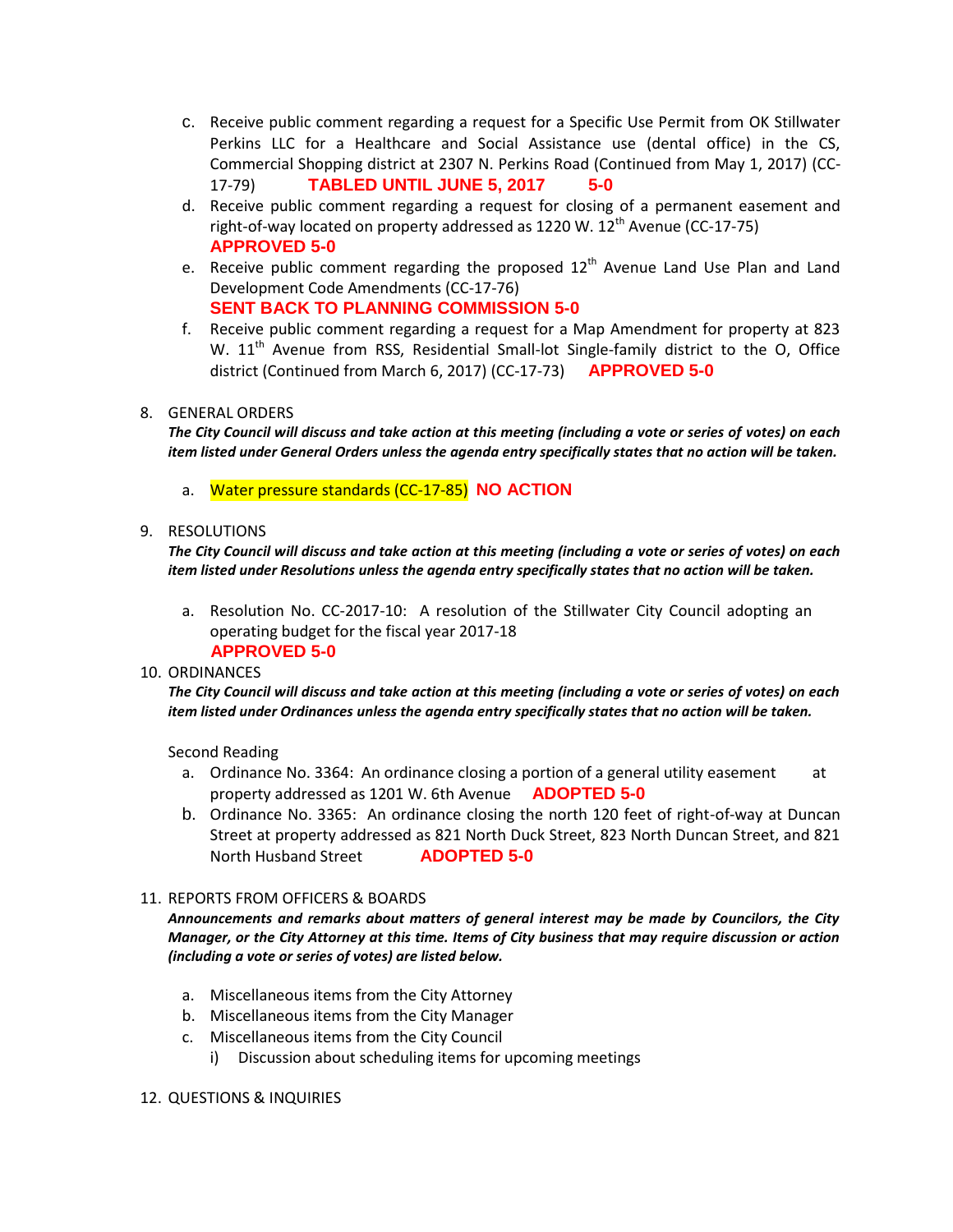c. Receive public comment regarding a request for a Specific Use Permit from OK Stillwater Perkins LLC for a Healthcare and Social Assistance use (dental office) in the CS, Commercial Shopping district at 2307 N. Perkins Road (Continued from May 1, 2017) (CC-17-79) **TABLED UNTIL JUNE 5, 2017 5-0**

d. Receive public comment regarding a request for closing of a permanent easement and right-of-way located on property addressed as 1220 W. 12th Avenue (CC-17-75) **APPROVED 5-0**

e. Receive public comment regarding the proposed 12th Avenue Land Use Plan and Land Development Code Amendments (CC-17-76) **SENT BACK TO PLANNING COMMISSION 5-0**

f. Receive public comment regarding a request for a Map Amendment for property at 823 W. 11th Avenue from RSS, Residential Small-lot Single-family district to the O, Office district (Continued from March 6, 2017) (CC-17-73) **APPROVED 5-0**

8. GENERAL ORDERS

***The City Council will discuss and take action at this meeting (including a vote or series of votes) on each item listed under General Orders unless the agenda entry specifically states that no action will be taken.***

a. Water pressure standards (CC-17-85) **NO ACTION**

9. RESOLUTIONS

***The City Council will discuss and take action at this meeting (including a vote or series of votes) on each item listed under Resolutions unless the agenda entry specifically states that no action will be taken.***

a. Resolution No. CC-2017-10: A resolution of the Stillwater City Council adopting an operating budget for the fiscal year 2017-18 **APPROVED 5-0**

10. ORDINANCES

***The City Council will discuss and take action at this meeting (including a vote or series of votes) on each item listed under Ordinances unless the agenda entry specifically states that no action will be taken.***

Second Reading

a. Ordinance No. 3364: An ordinance closing a portion of a general utility easement at property addressed as 1201 W. 6th Avenue **ADOPTED 5-0**

b. Ordinance No. 3365: An ordinance closing the north 120 feet of right-of-way at Duncan Street at property addressed as 821 North Duck Street, 823 North Duncan Street, and 821 North Husband Street **ADOPTED 5-0**

11. REPORTS FROM OFFICERS & BOARDS

***Announcements and remarks about matters of general interest may be made by Councilors, the City Manager, or the City Attorney at this time. Items of City business that may require discussion or action (including a vote or series of votes) are listed below.***

a. Miscellaneous items from the City Attorney
b. Miscellaneous items from the City Manager
c. Miscellaneous items from the City Council
   i) Discussion about scheduling items for upcoming meetings

12. QUESTIONS & INQUIRIES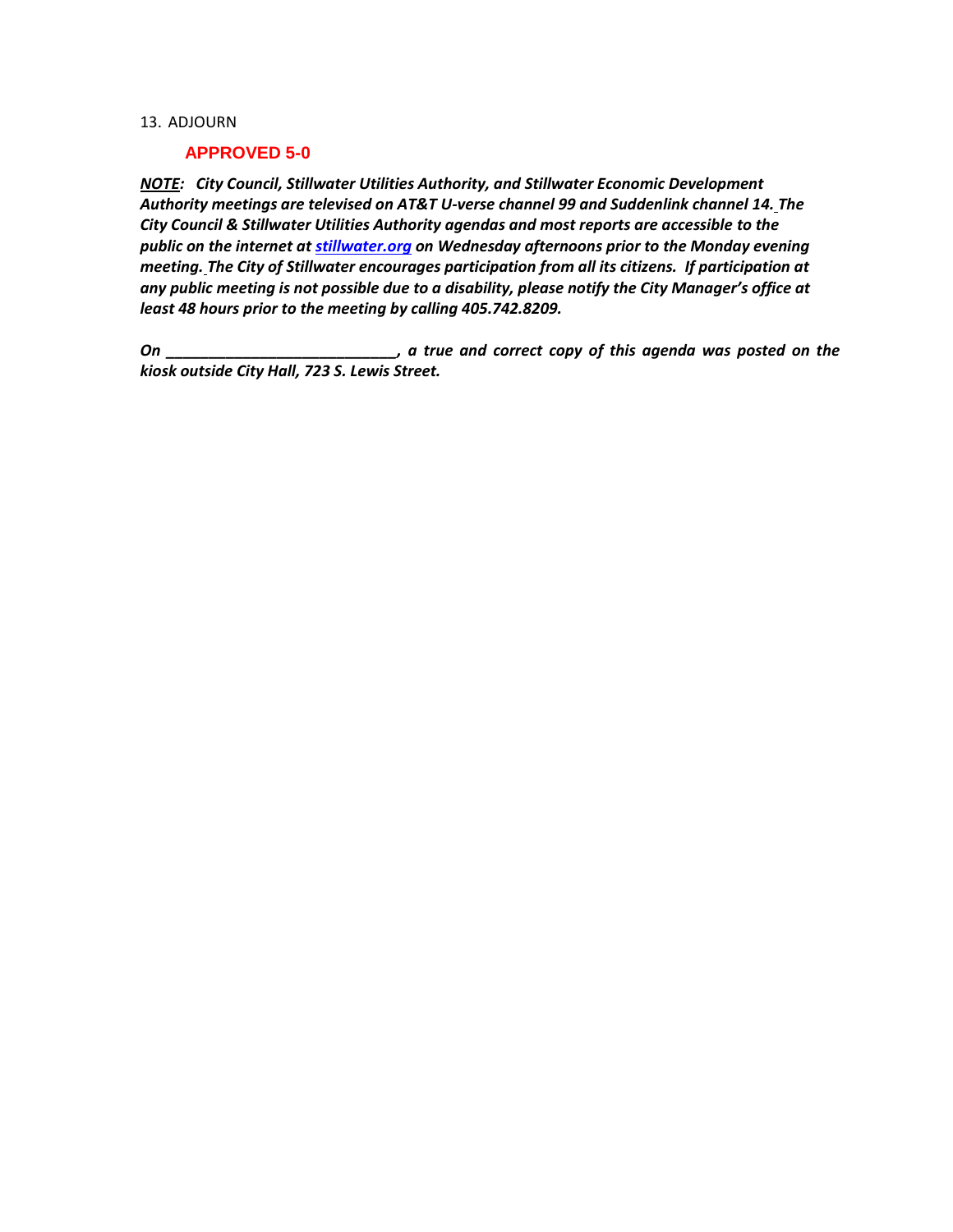13. ADJOURN

**APPROVED 5-0**

***NOTE*:** ***City Council, Stillwater Utilities Authority, and Stillwater Economic Development Authority meetings are televised on AT&T U-verse channel 99 and Suddenlink channel 14. The City Council & Stillwater Utilities Authority agendas and most reports are accessible to the public on the internet at stillwater.org on Wednesday afternoons prior to the Monday evening meeting. The City of Stillwater encourages participation from all its citizens. If participation at any public meeting is not possible due to a disability, please notify the City Manager's office at least 48 hours prior to the meeting by calling 405.742.8209.***

***On ___________________________, a true and correct copy of this agenda was posted on the kiosk outside City Hall, 723 S. Lewis Street.***